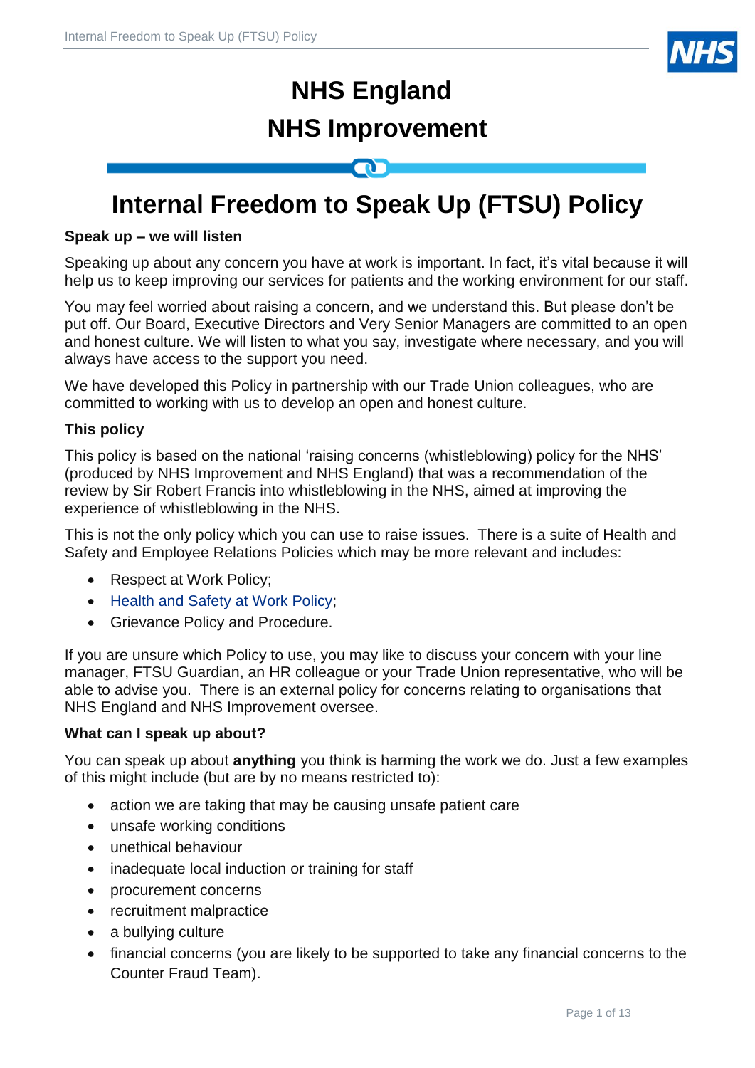# NHS England

# NHS Improvement

# Internal Freedom to Speak Up (FTSU) Policy

### Speak up – we will listen

Speaking up about any concern you have at work is important. In fact, it's vital because it will help us to keep improving our services for patients and the working environment for our staff.

You may feel worried about raising a concern, and we understand this. But please don't be put off. Our Board, Executive Directors and Very Senior Managers are committed to an open and honest culture. We will listen to what you say, investigate where necessary, and you will always have access to the support you need.

We have developed this Policy in partnership with our Trade Union colleagues, who are committed to working with us to develop an open and honest culture.

### This policy

This policy is based on the national 'raising concerns (whistleblowing) policy for the NHS' (produced by NHS Improvement and NHS England) that was a recommendation of the review by Sir Robert Francis into whistleblowing in the NHS, aimed at improving the experience of whistleblowing in the NHS.

This is not the only policy which you can use to raise issues. There is a suite of Health and Safety and Employee Relations Policies which may be more relevant and includes:

- Respect at Work Policy;
- Health and Safety at Work Policy;
- Grievance Policy and Procedure.

If you are unsure which Policy to use, you may like to discuss your concern with your line manager, FTSU Guardian, an HR colleague or your Trade Union representative, who will be able to advise you. There is an external policy for concerns relating to organisations that NHS England and NHS Improvement oversee.

### What can I speak up about?

You can speak up about **anything** you think is harming the work we do. Just a few examples of this might include (but are by no means restricted to):

- action we are taking that may be causing unsafe patient care
- unsafe working conditions
- unethical behaviour
- inadequate local induction or training for staff
- procurement concerns
- recruitment malpractice
- a bullying culture
- financial concerns (you are likely to be supported to take any financial concerns to the Counter Fraud Team).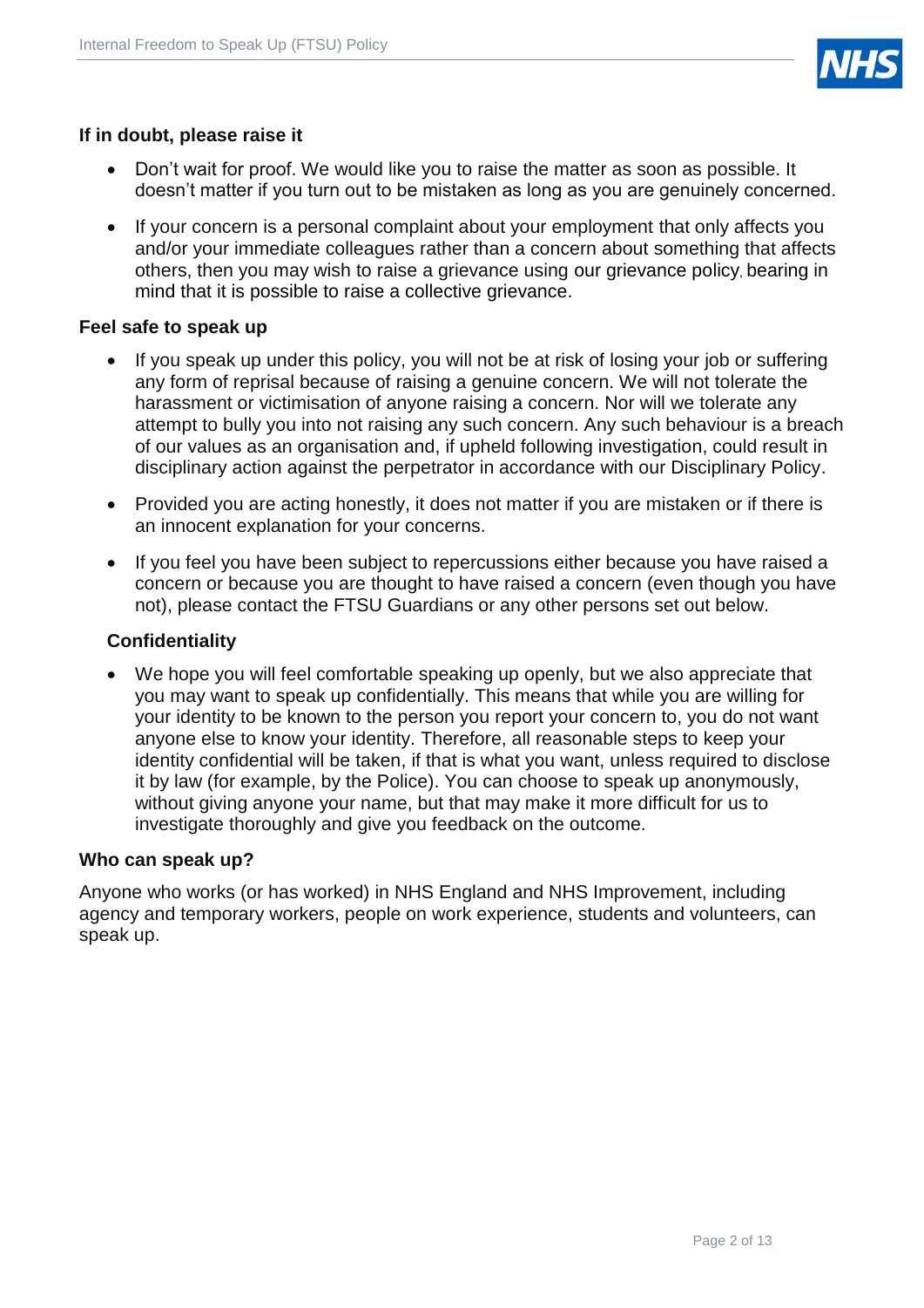**If in doubt, please raise it**

- Don't wait for proof. We would like you to raise the matter as soon as possible. It doesn't matter if you turn out to be mistaken as long as you are genuinely concerned.
- If your concern is a personal complaint about your employment that only affects you and/or your immediate colleagues rather than a concern about something that affects others, then you may wish to raise a grievance using our grievance policy, bearing in mind that it is possible to raise a collective grievance.

**Feel safe to speak up**

- If you speak up under this policy, you will not be at risk of losing your job or suffering any form of reprisal because of raising a genuine concern. We will not tolerate the harassment or victimisation of anyone raising a concern. Nor will we tolerate any attempt to bully you into not raising any such concern. Any such behaviour is a breach of our values as an organisation and, if upheld following investigation, could result in disciplinary action against the perpetrator in accordance with our Disciplinary Policy.
- Provided you are acting honestly, it does not matter if you are mistaken or if there is an innocent explanation for your concerns.
- If you feel you have been subject to repercussions either because you have raised a concern or because you are thought to have raised a concern (even though you have not), please contact the FTSU Guardians or any other persons set out below.

**Confidentiality**

- We hope you will feel comfortable speaking up openly, but we also appreciate that you may want to speak up confidentially. This means that while you are willing for your identity to be known to the person you report your concern to, you do not want anyone else to know your identity. Therefore, all reasonable steps to keep your identity confidential will be taken, if that is what you want, unless required to disclose it by law (for example, by the Police). You can choose to speak up anonymously, without giving anyone your name, but that may make it more difficult for us to investigate thoroughly and give you feedback on the outcome.

**Who can speak up?**

Anyone who works (or has worked) in NHS England and NHS Improvement, including agency and temporary workers, people on work experience, students and volunteers, can speak up.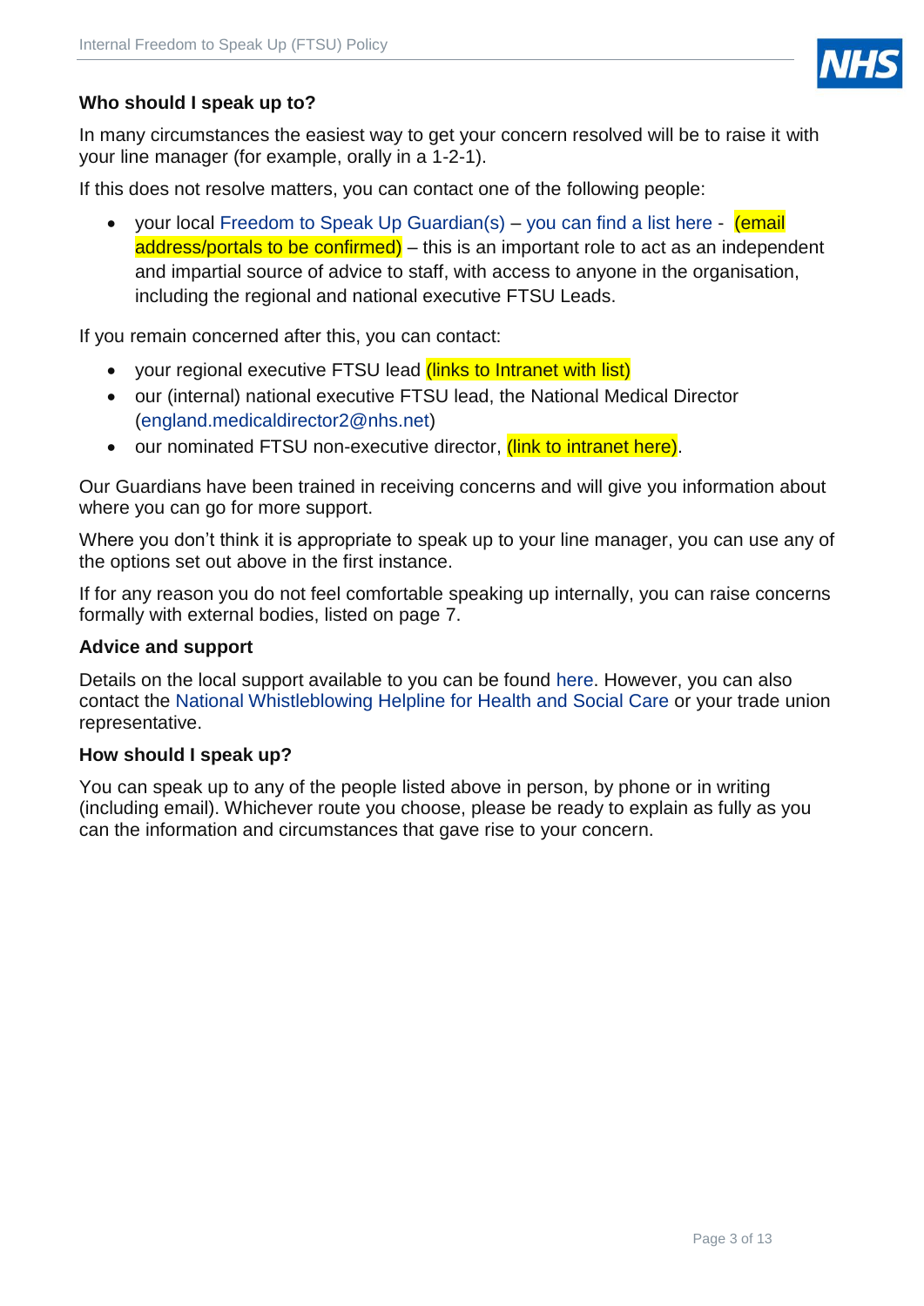**Who should I speak up to?**

In many circumstances the easiest way to get your concern resolved will be to raise it with your line manager (for example, orally in a 1-2-1).

If this does not resolve matters, you can contact one of the following people:

- your local Freedom to Speak Up Guardian(s) – you can find a list here - (email address/portals to be confirmed) – this is an important role to act as an independent and impartial source of advice to staff, with access to anyone in the organisation, including the regional and national executive FTSU Leads.

If you remain concerned after this, you can contact:

- your regional executive FTSU lead (links to Intranet with list)
- our (internal) national executive FTSU lead, the National Medical Director (england.medicaldirector2@nhs.net)
- our nominated FTSU non-executive director, (link to intranet here).

Our Guardians have been trained in receiving concerns and will give you information about where you can go for more support.

Where you don't think it is appropriate to speak up to your line manager, you can use any of the options set out above in the first instance.

If for any reason you do not feel comfortable speaking up internally, you can raise concerns formally with external bodies, listed on page 7.

**Advice and support**

Details on the local support available to you can be found here. However, you can also contact the National Whistleblowing Helpline for Health and Social Care or your trade union representative.

**How should I speak up?**

You can speak up to any of the people listed above in person, by phone or in writing (including email). Whichever route you choose, please be ready to explain as fully as you can the information and circumstances that gave rise to your concern.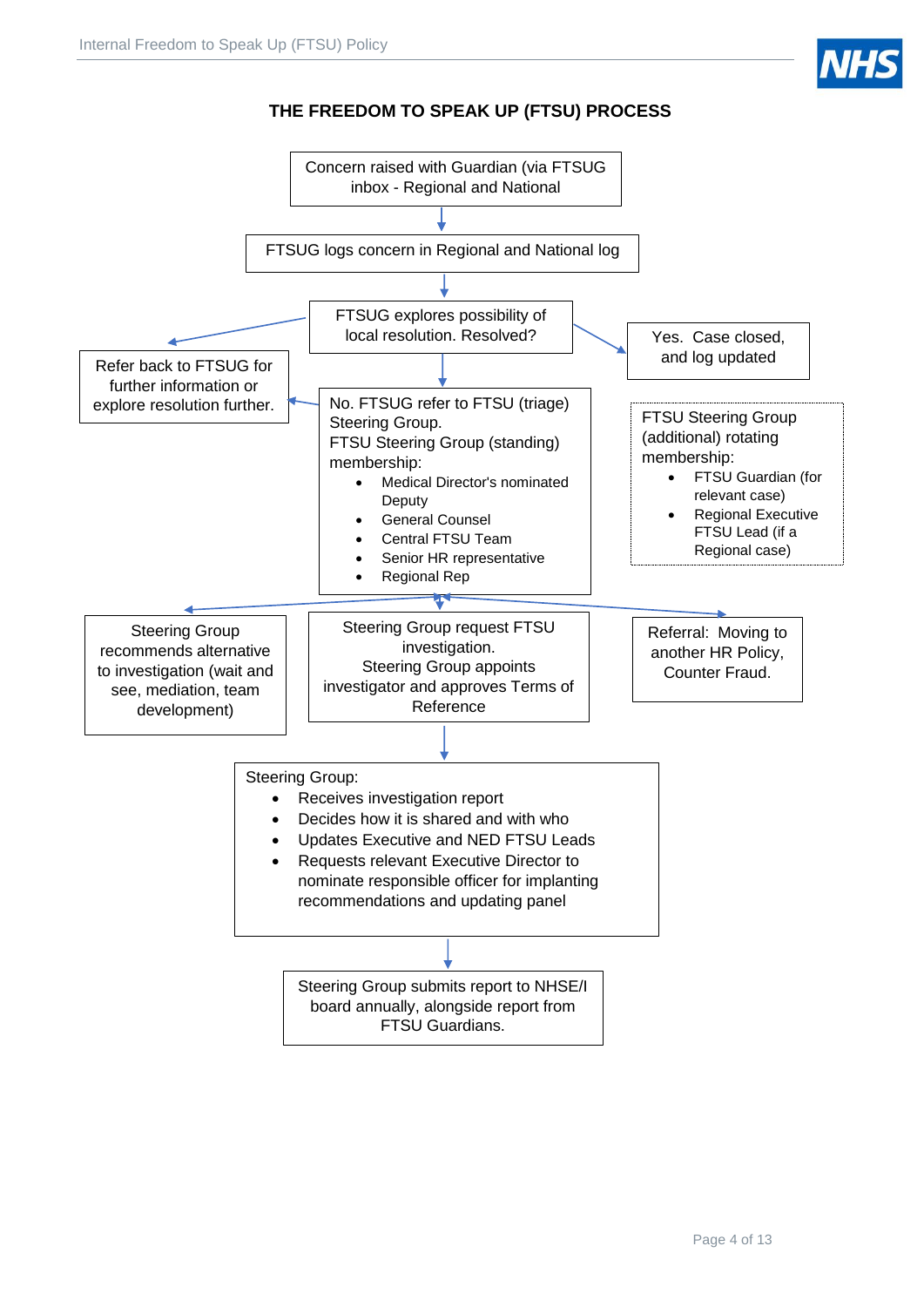## THE FREEDOM TO SPEAK UP (FTSU) PROCESS

Concern raised with Guardian (via FTSUG inbox - Regional and National

FTSUG logs concern in Regional and National log

FTSUG explores possibility of local resolution. Resolved?

Yes. Case closed, and log updated

Refer back to FTSUG for further information or explore resolution further.

No. FTSUG refer to FTSU (triage) Steering Group.
FTSU Steering Group (standing) membership:

- Medical Director's nominated Deputy
- General Counsel
- Central FTSU Team
- Senior HR representative
- Regional Rep

FTSU Steering Group (additional) rotating membership:

- FTSU Guardian (for relevant case)
- Regional Executive FTSU Lead (if a Regional case)

Steering Group recommends alternative to investigation (wait and see, mediation, team development)

Steering Group request FTSU investigation.
Steering Group appoints investigator and approves Terms of Reference

Referral: Moving to another HR Policy, Counter Fraud.

Steering Group:

- Receives investigation report
- Decides how it is shared and with who
- Updates Executive and NED FTSU Leads
- Requests relevant Executive Director to nominate responsible officer for implanting recommendations and updating panel

Steering Group submits report to NHSE/I board annually, alongside report from FTSU Guardians.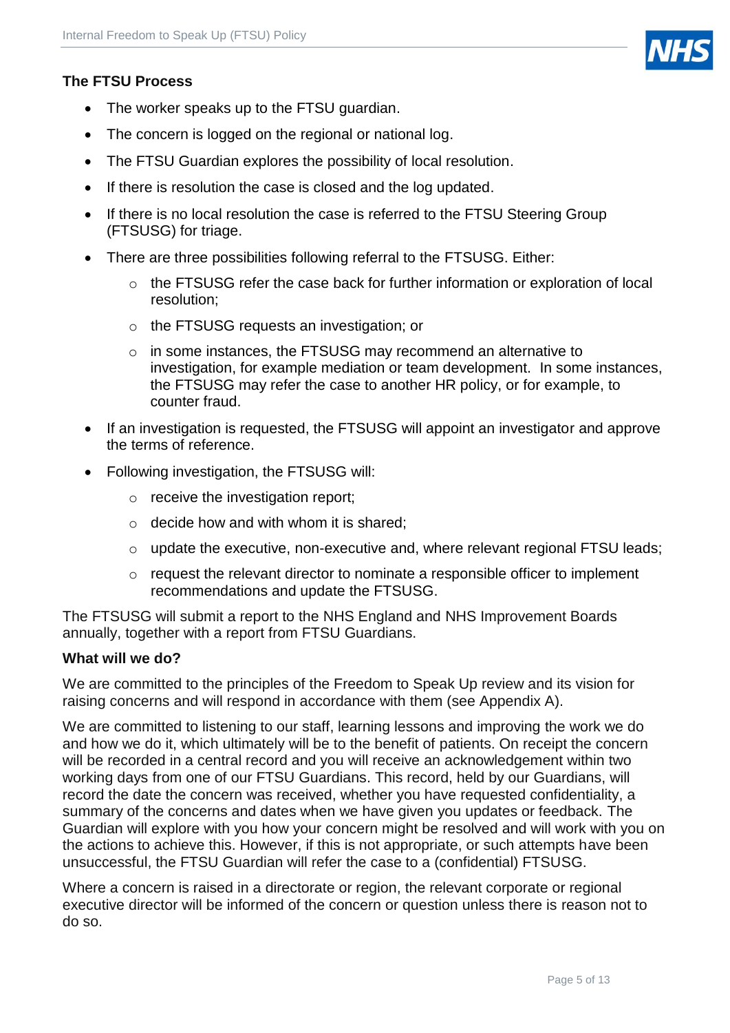**The FTSU Process**

- The worker speaks up to the FTSU guardian.
- The concern is logged on the regional or national log.
- The FTSU Guardian explores the possibility of local resolution.
- If there is resolution the case is closed and the log updated.
- If there is no local resolution the case is referred to the FTSU Steering Group (FTSUSG) for triage.
- There are three possibilities following referral to the FTSUSG. Either:
  - the FTSUSG refer the case back for further information or exploration of local resolution;
  - the FTSUSG requests an investigation; or
  - in some instances, the FTSUSG may recommend an alternative to investigation, for example mediation or team development. In some instances, the FTSUSG may refer the case to another HR policy, or for example, to counter fraud.
- If an investigation is requested, the FTSUSG will appoint an investigator and approve the terms of reference.
- Following investigation, the FTSUSG will:
  - receive the investigation report;
  - decide how and with whom it is shared;
  - update the executive, non-executive and, where relevant regional FTSU leads;
  - request the relevant director to nominate a responsible officer to implement recommendations and update the FTSUSG.

The FTSUSG will submit a report to the NHS England and NHS Improvement Boards annually, together with a report from FTSU Guardians.

**What will we do?**

We are committed to the principles of the Freedom to Speak Up review and its vision for raising concerns and will respond in accordance with them (see Appendix A).

We are committed to listening to our staff, learning lessons and improving the work we do and how we do it, which ultimately will be to the benefit of patients. On receipt the concern will be recorded in a central record and you will receive an acknowledgement within two working days from one of our FTSU Guardians. This record, held by our Guardians, will record the date the concern was received, whether you have requested confidentiality, a summary of the concerns and dates when we have given you updates or feedback. The Guardian will explore with you how your concern might be resolved and will work with you on the actions to achieve this. However, if this is not appropriate, or such attempts have been unsuccessful, the FTSU Guardian will refer the case to a (confidential) FTSUSG.

Where a concern is raised in a directorate or region, the relevant corporate or regional executive director will be informed of the concern or question unless there is reason not to do so.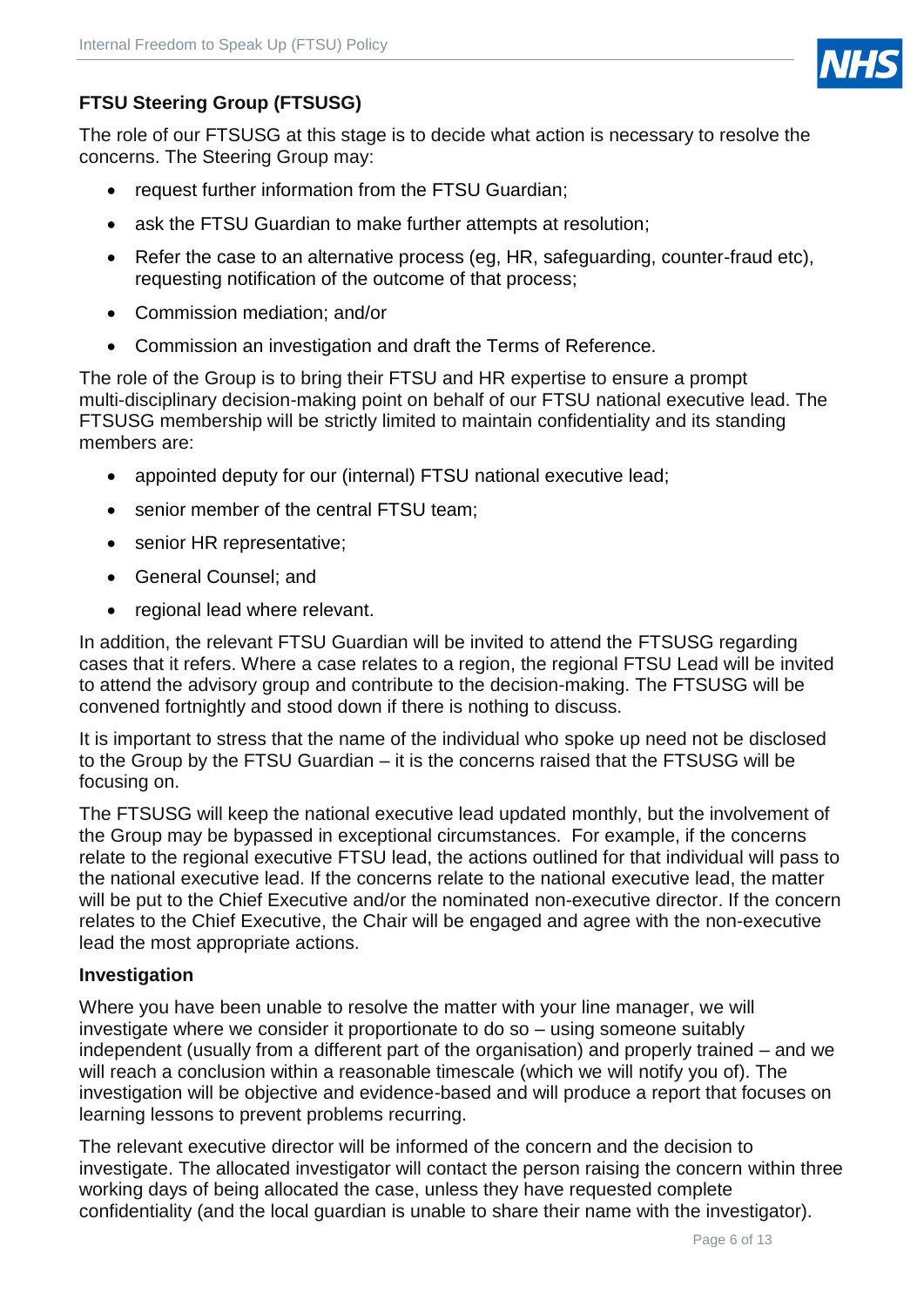### FTSU Steering Group (FTSUSG)

The role of our FTSUSG at this stage is to decide what action is necessary to resolve the concerns. The Steering Group may:

- request further information from the FTSU Guardian;
- ask the FTSU Guardian to make further attempts at resolution;
- Refer the case to an alternative process (eg, HR, safeguarding, counter-fraud etc), requesting notification of the outcome of that process;
- Commission mediation; and/or
- Commission an investigation and draft the Terms of Reference.

The role of the Group is to bring their FTSU and HR expertise to ensure a prompt multi-disciplinary decision-making point on behalf of our FTSU national executive lead. The FTSUSG membership will be strictly limited to maintain confidentiality and its standing members are:

- appointed deputy for our (internal) FTSU national executive lead;
- senior member of the central FTSU team;
- senior HR representative;
- General Counsel; and
- regional lead where relevant.

In addition, the relevant FTSU Guardian will be invited to attend the FTSUSG regarding cases that it refers. Where a case relates to a region, the regional FTSU Lead will be invited to attend the advisory group and contribute to the decision-making. The FTSUSG will be convened fortnightly and stood down if there is nothing to discuss.

It is important to stress that the name of the individual who spoke up need not be disclosed to the Group by the FTSU Guardian – it is the concerns raised that the FTSUSG will be focusing on.

The FTSUSG will keep the national executive lead updated monthly, but the involvement of the Group may be bypassed in exceptional circumstances. For example, if the concerns relate to the regional executive FTSU lead, the actions outlined for that individual will pass to the national executive lead. If the concerns relate to the national executive lead, the matter will be put to the Chief Executive and/or the nominated non-executive director. If the concern relates to the Chief Executive, the Chair will be engaged and agree with the non-executive lead the most appropriate actions.

### Investigation

Where you have been unable to resolve the matter with your line manager, we will investigate where we consider it proportionate to do so – using someone suitably independent (usually from a different part of the organisation) and properly trained – and we will reach a conclusion within a reasonable timescale (which we will notify you of). The investigation will be objective and evidence-based and will produce a report that focuses on learning lessons to prevent problems recurring.

The relevant executive director will be informed of the concern and the decision to investigate. The allocated investigator will contact the person raising the concern within three working days of being allocated the case, unless they have requested complete confidentiality (and the local guardian is unable to share their name with the investigator).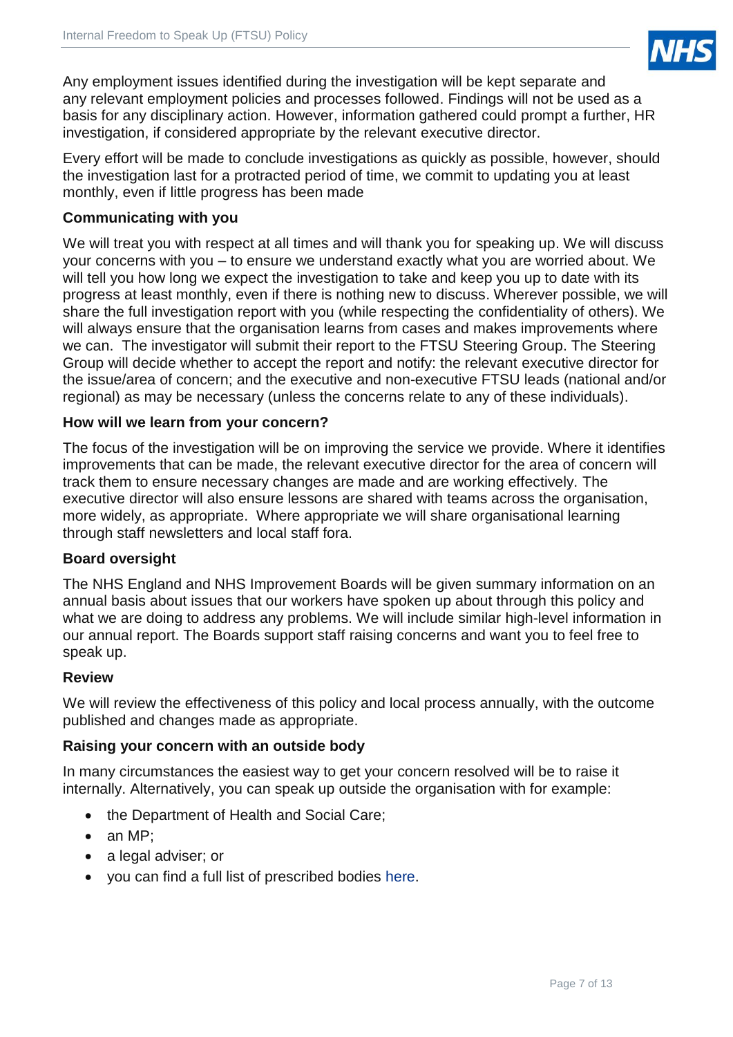Any employment issues identified during the investigation will be kept separate and any relevant employment policies and processes followed. Findings will not be used as a basis for any disciplinary action. However, information gathered could prompt a further, HR investigation, if considered appropriate by the relevant executive director.

Every effort will be made to conclude investigations as quickly as possible, however, should the investigation last for a protracted period of time, we commit to updating you at least monthly, even if little progress has been made

### Communicating with you

We will treat you with respect at all times and will thank you for speaking up. We will discuss your concerns with you – to ensure we understand exactly what you are worried about. We will tell you how long we expect the investigation to take and keep you up to date with its progress at least monthly, even if there is nothing new to discuss. Wherever possible, we will share the full investigation report with you (while respecting the confidentiality of others). We will always ensure that the organisation learns from cases and makes improvements where we can. The investigator will submit their report to the FTSU Steering Group. The Steering Group will decide whether to accept the report and notify: the relevant executive director for the issue/area of concern; and the executive and non-executive FTSU leads (national and/or regional) as may be necessary (unless the concerns relate to any of these individuals).

### How will we learn from your concern?

The focus of the investigation will be on improving the service we provide. Where it identifies improvements that can be made, the relevant executive director for the area of concern will track them to ensure necessary changes are made and are working effectively. The executive director will also ensure lessons are shared with teams across the organisation, more widely, as appropriate. Where appropriate we will share organisational learning through staff newsletters and local staff fora.

### Board oversight

The NHS England and NHS Improvement Boards will be given summary information on an annual basis about issues that our workers have spoken up about through this policy and what we are doing to address any problems. We will include similar high-level information in our annual report. The Boards support staff raising concerns and want you to feel free to speak up.

### Review

We will review the effectiveness of this policy and local process annually, with the outcome published and changes made as appropriate.

### Raising your concern with an outside body

In many circumstances the easiest way to get your concern resolved will be to raise it internally. Alternatively, you can speak up outside the organisation with for example:

- the Department of Health and Social Care;
- an MP;
- a legal adviser; or
- you can find a full list of prescribed bodies here.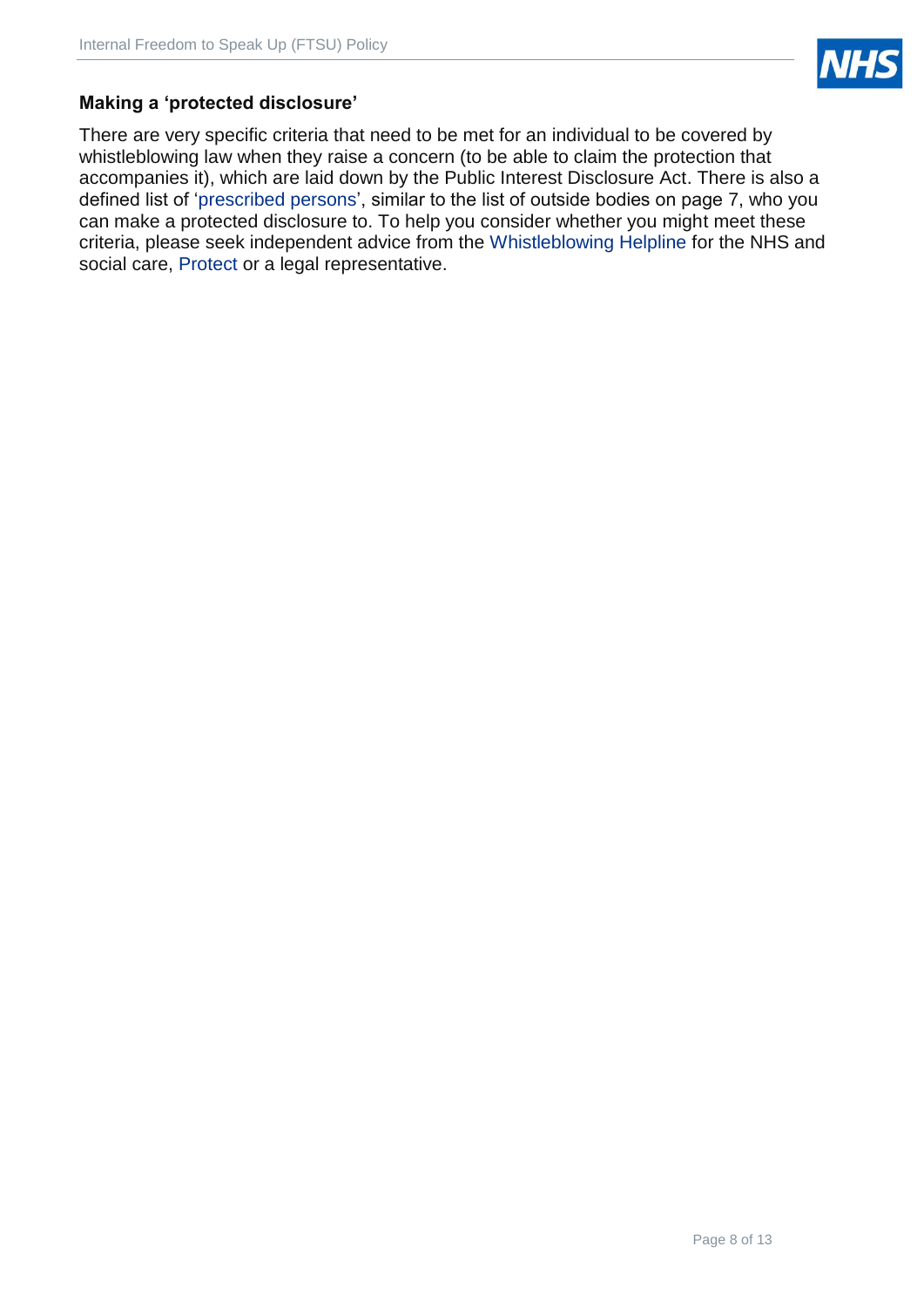### Making a 'protected disclosure'

There are very specific criteria that need to be met for an individual to be covered by whistleblowing law when they raise a concern (to be able to claim the protection that accompanies it), which are laid down by the Public Interest Disclosure Act. There is also a defined list of 'prescribed persons', similar to the list of outside bodies on page 7, who you can make a protected disclosure to. To help you consider whether you might meet these criteria, please seek independent advice from the Whistleblowing Helpline for the NHS and social care, Protect or a legal representative.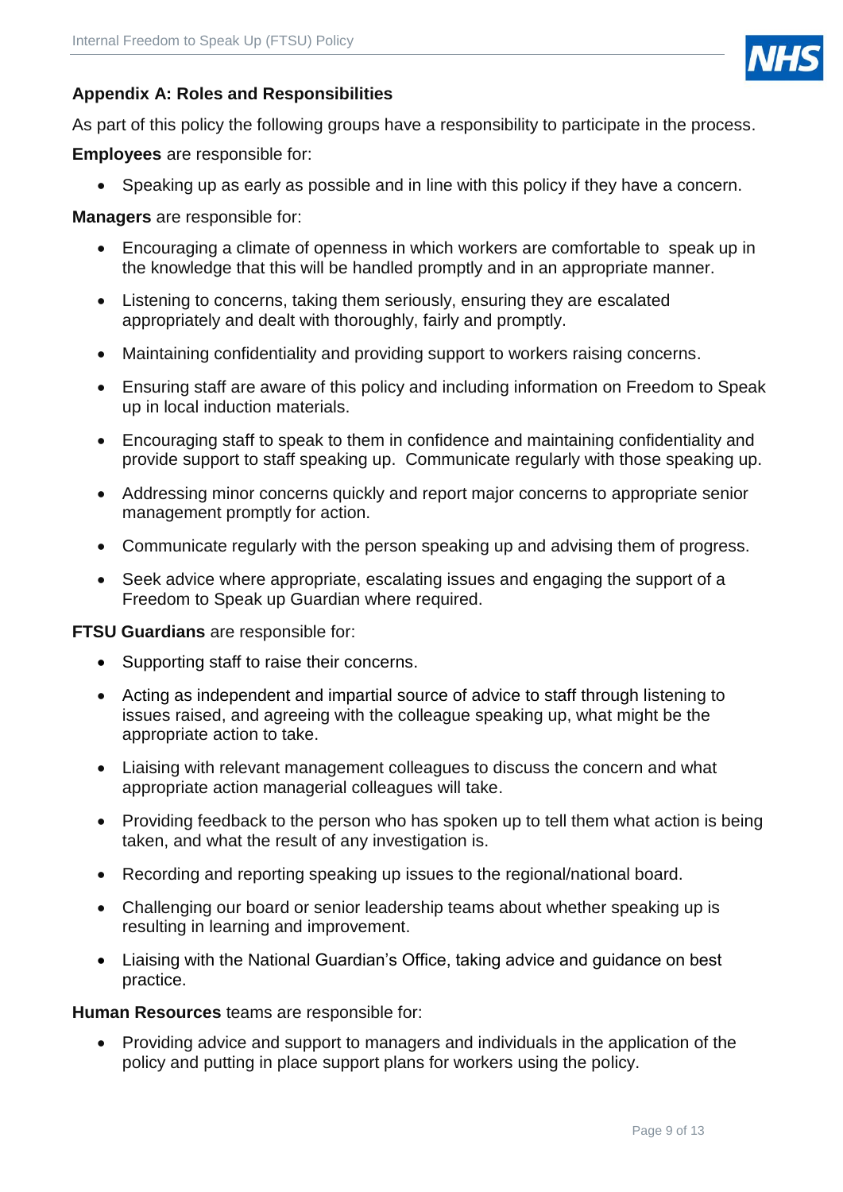### Appendix A: Roles and Responsibilities

As part of this policy the following groups have a responsibility to participate in the process.

**Employees** are responsible for:

- Speaking up as early as possible and in line with this policy if they have a concern.

**Managers** are responsible for:

- Encouraging a climate of openness in which workers are comfortable to speak up in the knowledge that this will be handled promptly and in an appropriate manner.
- Listening to concerns, taking them seriously, ensuring they are escalated appropriately and dealt with thoroughly, fairly and promptly.
- Maintaining confidentiality and providing support to workers raising concerns.
- Ensuring staff are aware of this policy and including information on Freedom to Speak up in local induction materials.
- Encouraging staff to speak to them in confidence and maintaining confidentiality and provide support to staff speaking up. Communicate regularly with those speaking up.
- Addressing minor concerns quickly and report major concerns to appropriate senior management promptly for action.
- Communicate regularly with the person speaking up and advising them of progress.
- Seek advice where appropriate, escalating issues and engaging the support of a Freedom to Speak up Guardian where required.

**FTSU Guardians** are responsible for:

- Supporting staff to raise their concerns.
- Acting as independent and impartial source of advice to staff through listening to issues raised, and agreeing with the colleague speaking up, what might be the appropriate action to take.
- Liaising with relevant management colleagues to discuss the concern and what appropriate action managerial colleagues will take.
- Providing feedback to the person who has spoken up to tell them what action is being taken, and what the result of any investigation is.
- Recording and reporting speaking up issues to the regional/national board.
- Challenging our board or senior leadership teams about whether speaking up is resulting in learning and improvement.
- Liaising with the National Guardian's Office, taking advice and guidance on best practice.

**Human Resources** teams are responsible for:

- Providing advice and support to managers and individuals in the application of the policy and putting in place support plans for workers using the policy.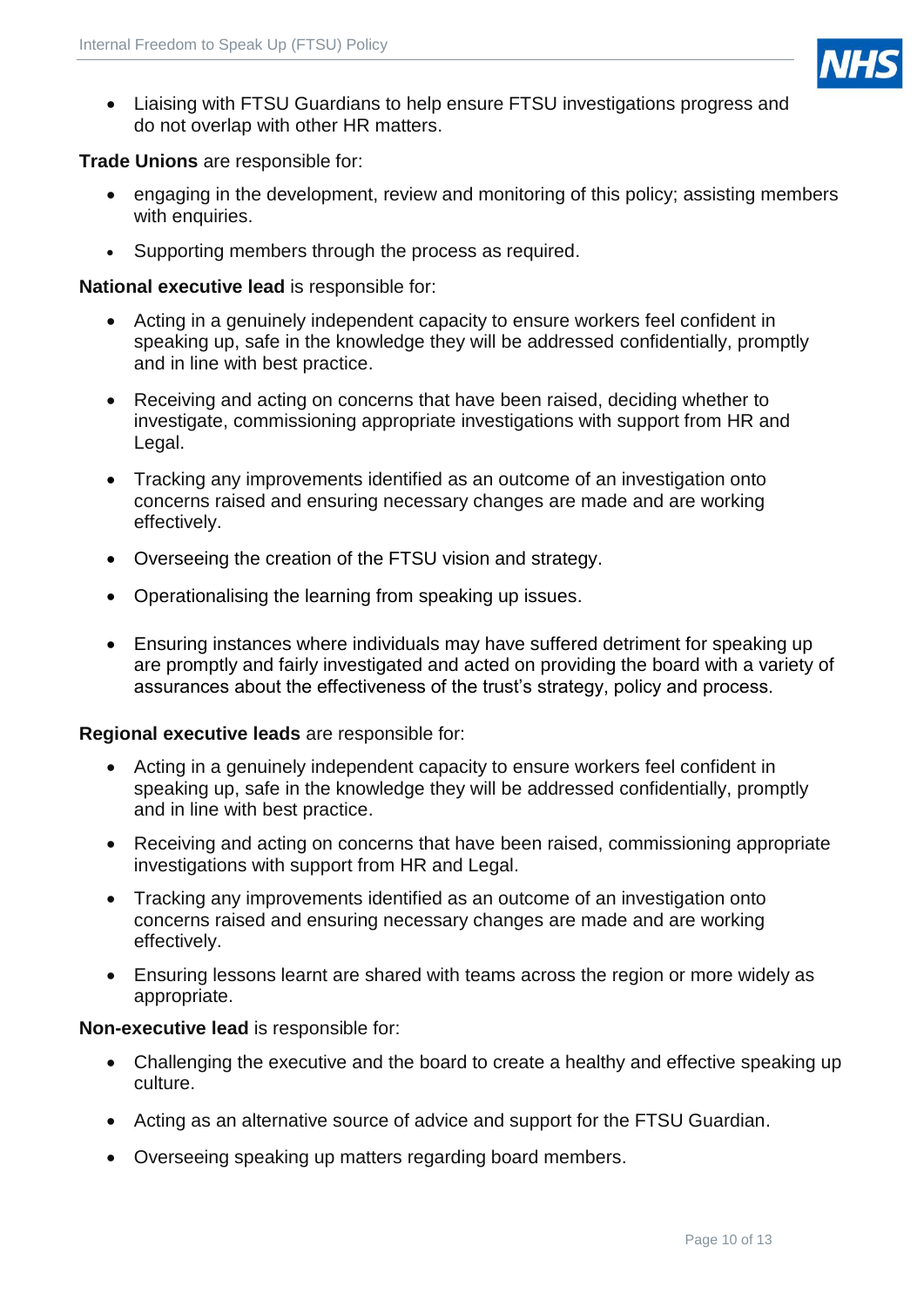- Liaising with FTSU Guardians to help ensure FTSU investigations progress and do not overlap with other HR matters.

**Trade Unions** are responsible for:

- engaging in the development, review and monitoring of this policy; assisting members with enquiries.
- Supporting members through the process as required.

**National executive lead** is responsible for:

- Acting in a genuinely independent capacity to ensure workers feel confident in speaking up, safe in the knowledge they will be addressed confidentially, promptly and in line with best practice.
- Receiving and acting on concerns that have been raised, deciding whether to investigate, commissioning appropriate investigations with support from HR and Legal.
- Tracking any improvements identified as an outcome of an investigation onto concerns raised and ensuring necessary changes are made and are working effectively.
- Overseeing the creation of the FTSU vision and strategy.
- Operationalising the learning from speaking up issues.
- Ensuring instances where individuals may have suffered detriment for speaking up are promptly and fairly investigated and acted on providing the board with a variety of assurances about the effectiveness of the trust's strategy, policy and process.

**Regional executive leads** are responsible for:

- Acting in a genuinely independent capacity to ensure workers feel confident in speaking up, safe in the knowledge they will be addressed confidentially, promptly and in line with best practice.
- Receiving and acting on concerns that have been raised, commissioning appropriate investigations with support from HR and Legal.
- Tracking any improvements identified as an outcome of an investigation onto concerns raised and ensuring necessary changes are made and are working effectively.
- Ensuring lessons learnt are shared with teams across the region or more widely as appropriate.

**Non-executive lead** is responsible for:

- Challenging the executive and the board to create a healthy and effective speaking up culture.
- Acting as an alternative source of advice and support for the FTSU Guardian.
- Overseeing speaking up matters regarding board members.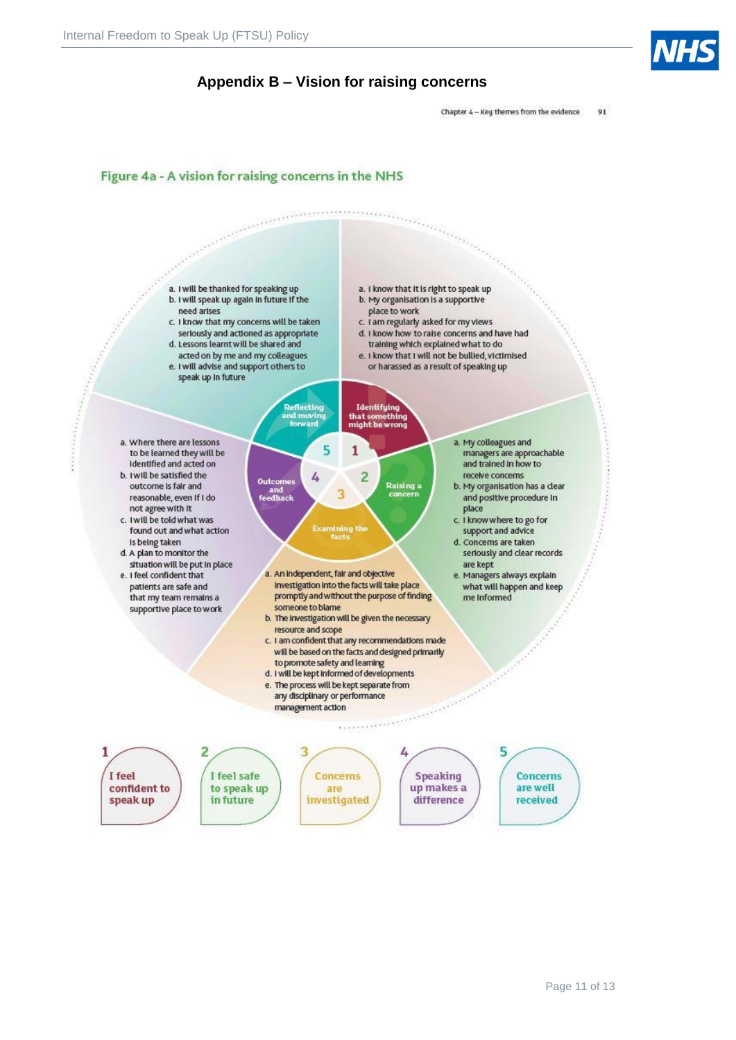# Appendix B – Vision for raising concerns

Chapter 4 – Key themes from the evidence 91

## Figure 4a - A vision for raising concerns in the NHS

**1 Identifying that something might be wrong**

a. I know that it is right to speak up
b. My organisation is a supportive place to work
c. I am regularly asked for my views
d. I know how to raise concerns and have had training which explained what to do
e. I know that I will not be bullied, victimised or harassed as a result of speaking up

**2 Raising a concern**

a. My colleagues and managers are approachable and trained in how to receive concerns
b. My organisation has a clear and positive procedure in place
c. I know where to go for support and advice
d. Concerns are taken seriously and clear records are kept
e. Managers always explain what will happen and keep me informed

**3 Examining the facts**

a. An independent, fair and objective investigation into the facts will take place promptly and without the purpose of finding someone to blame
b. The investigation will be given the necessary resource and scope
c. I am confident that any recommendations made will be based on the facts and designed primarily to promote safety and learning
d. I will be kept informed of developments
e. The process will be kept separate from any disciplinary or performance management action

**4 Outcomes and feedback**

a. Where there are lessons to be learned they will be identified and acted on
b. I will be satisfied the outcome is fair and reasonable, even if I do not agree with it
c. I will be told what was found out and what action is being taken
d. A plan to monitor the situation will be put in place
e. I feel confident that patients are safe and that my team remains a supportive place to work

**5 Reflecting and moving forward**

a. I will be thanked for speaking up
b. I will speak up again in future if the need arises
c. I know that my concerns will be taken seriously and actioned as appropriate
d. Lessons learnt will be shared and acted on by me and my colleagues
e. I will advise and support others to speak up in future

1. I feel confident to speak up
2. I feel safe to speak up in future
3. Concerns are investigated
4. Speaking up makes a difference
5. Concerns are well received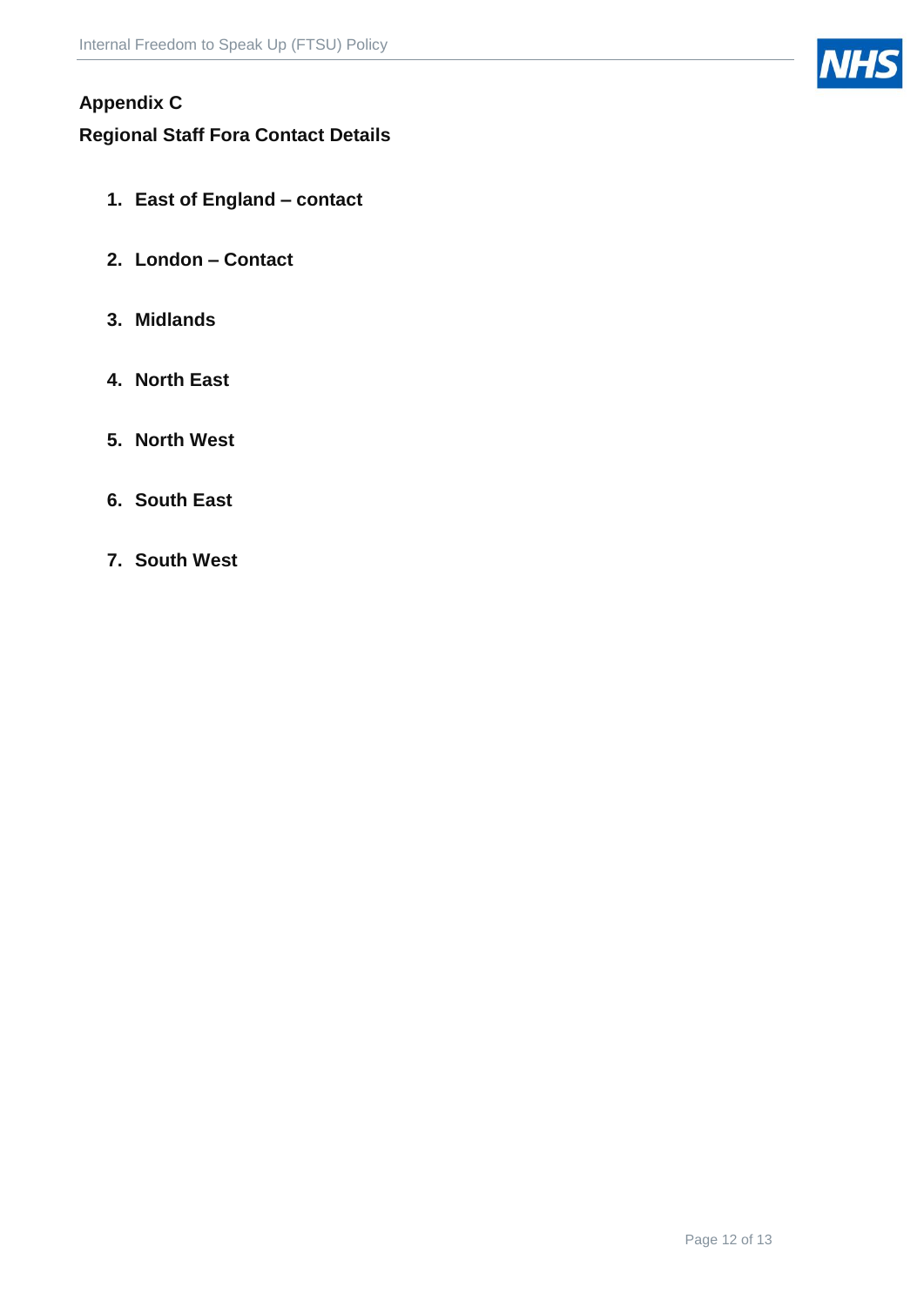## Appendix C

## Regional Staff Fora Contact Details

1. **East of England – contact**

2. **London – Contact**

3. **Midlands**

4. **North East**

5. **North West**

6. **South East**

7. **South West**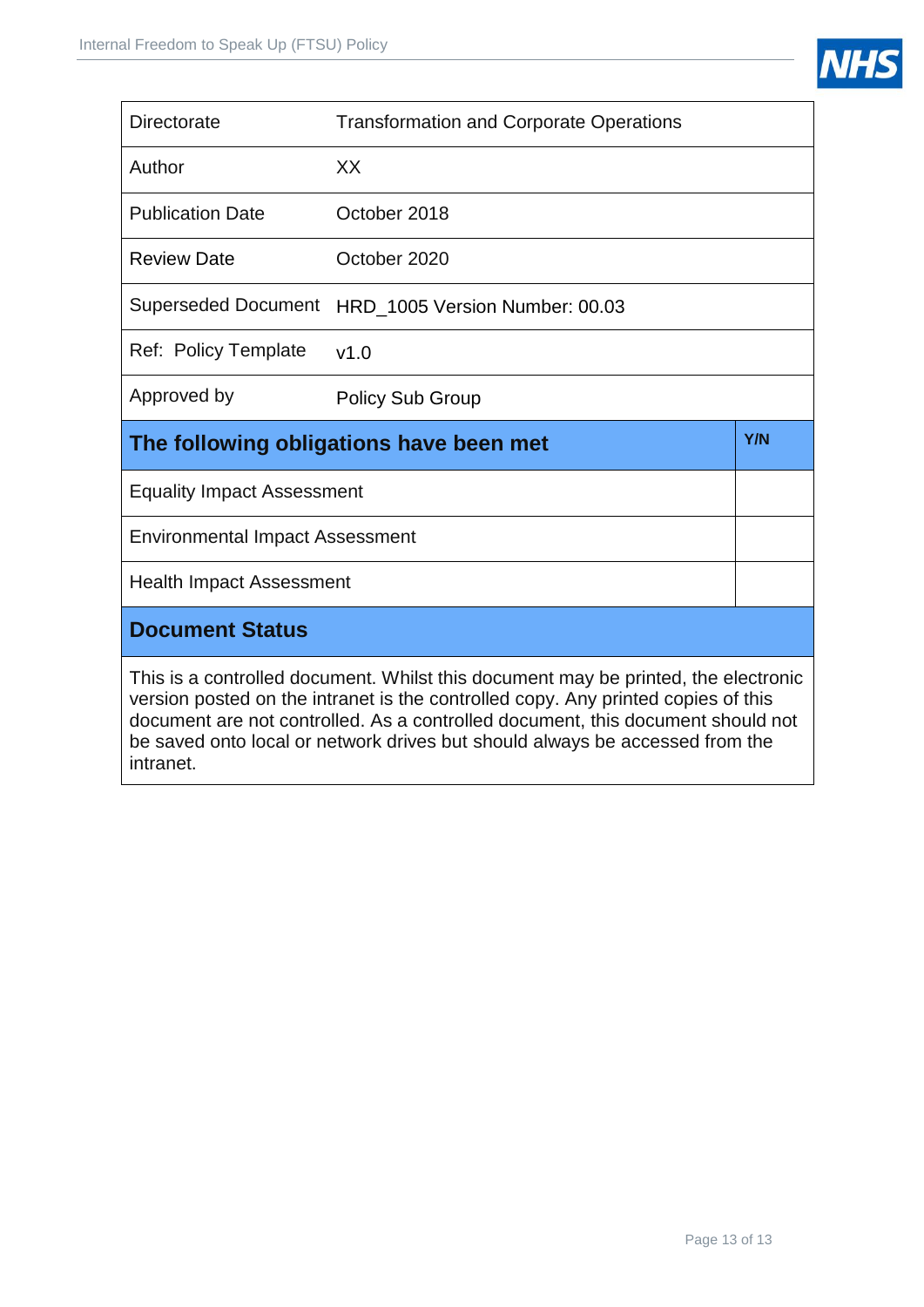| | | |
|---|---|---|
| Directorate | Transformation and Corporate Operations | |
| Author | XX | |
| Publication Date | October 2018 | |
| Review Date | October 2020 | |
| Superseded Document | HRD_1005 Version Number: 00.03 | |
| Ref: Policy Template | v1.0 | |
| Approved by | Policy Sub Group | |
| **The following obligations have been met** | | **Y/N** |
| Equality Impact Assessment | | |
| Environmental Impact Assessment | | |
| Health Impact Assessment | | |
| **Document Status** | | |
| This is a controlled document. Whilst this document may be printed, the electronic version posted on the intranet is the controlled copy. Any printed copies of this document are not controlled. As a controlled document, this document should not be saved onto local or network drives but should always be accessed from the intranet. | | |